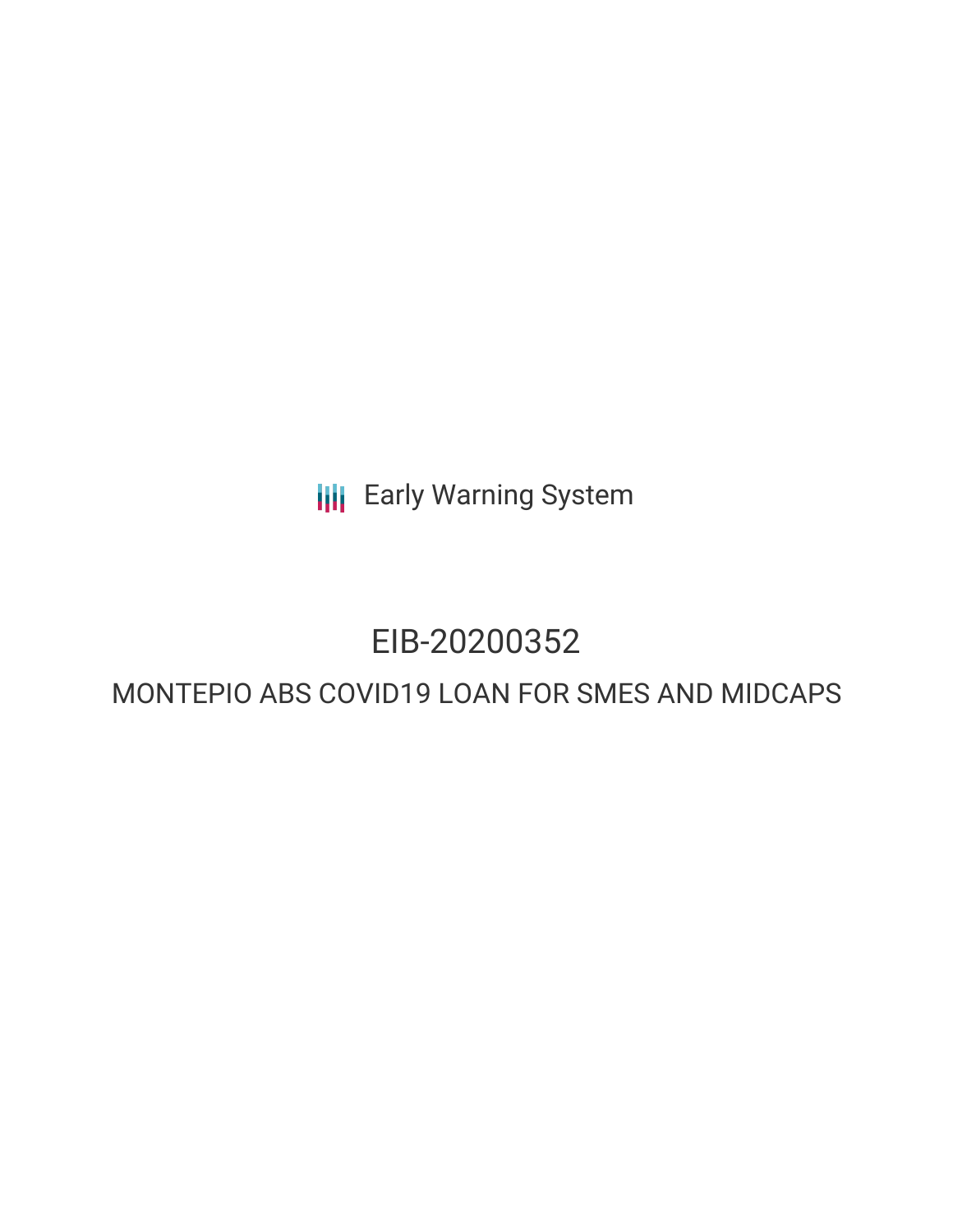Early Warning System

# EIB-20200352

## MONTEPIO ABS COVID19 LOAN FOR SMES AND MIDCAPS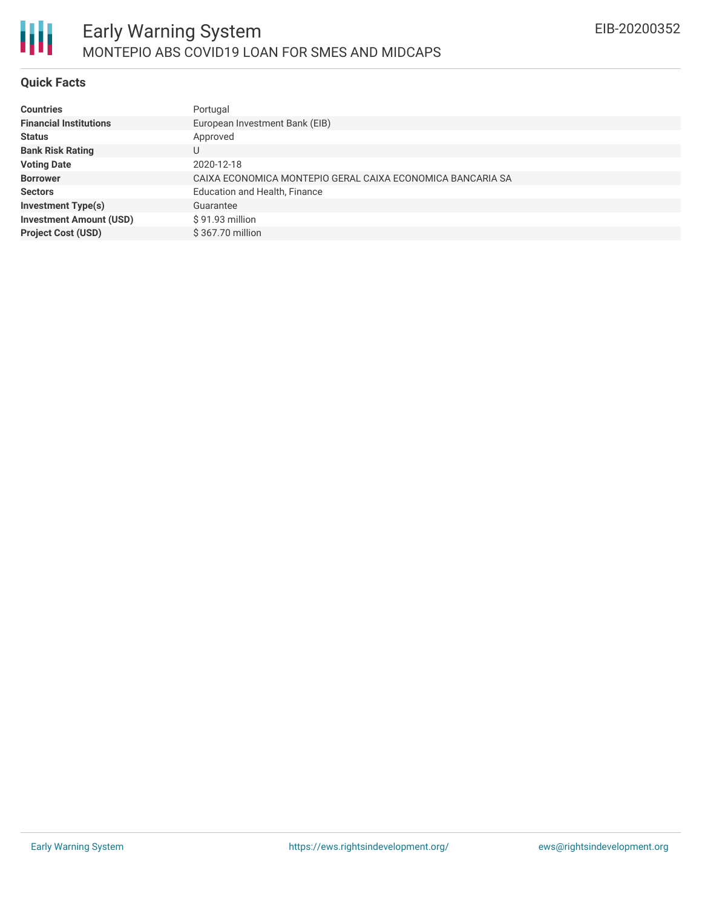# Early Warning System

## MONTEPIO ABS COVID19 LOAN FOR SMES AND MIDCAPS

EIB-20200352

### Quick Facts

| | |
|---|---|
| **Countries** | Portugal |
| **Financial Institutions** | European Investment Bank (EIB) |
| **Status** | Approved |
| **Bank Risk Rating** | U |
| **Voting Date** | 2020-12-18 |
| **Borrower** | CAIXA ECONOMICA MONTEPIO GERAL CAIXA ECONOMICA BANCARIA SA |
| **Sectors** | Education and Health, Finance |
| **Investment Type(s)** | Guarantee |
| **Investment Amount (USD)** | $ 91.93 million |
| **Project Cost (USD)** | $ 367.70 million |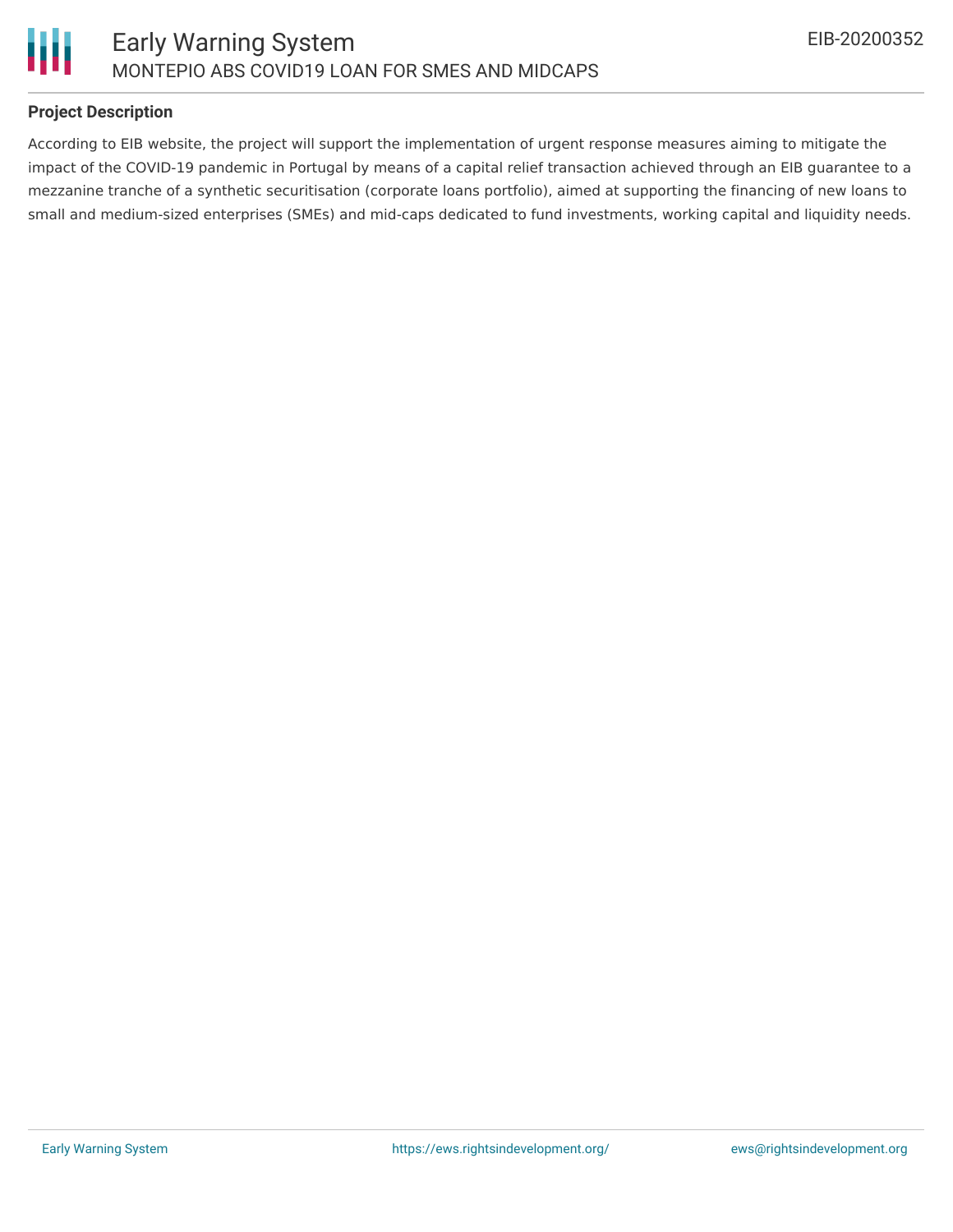## Project Description

According to EIB website, the project will support the implementation of urgent response measures aiming to mitigate the impact of the COVID-19 pandemic in Portugal by means of a capital relief transaction achieved through an EIB guarantee to a mezzanine tranche of a synthetic securitisation (corporate loans portfolio), aimed at supporting the financing of new loans to small and medium-sized enterprises (SMEs) and mid-caps dedicated to fund investments, working capital and liquidity needs.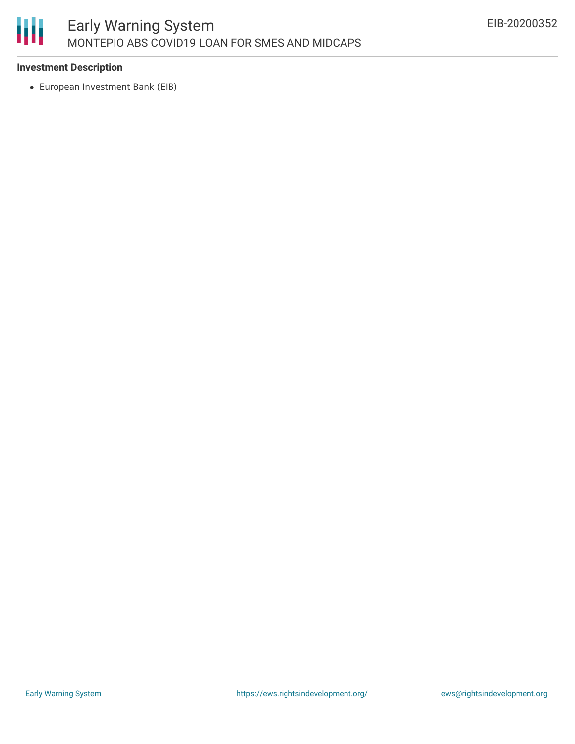### Investment Description

- European Investment Bank (EIB)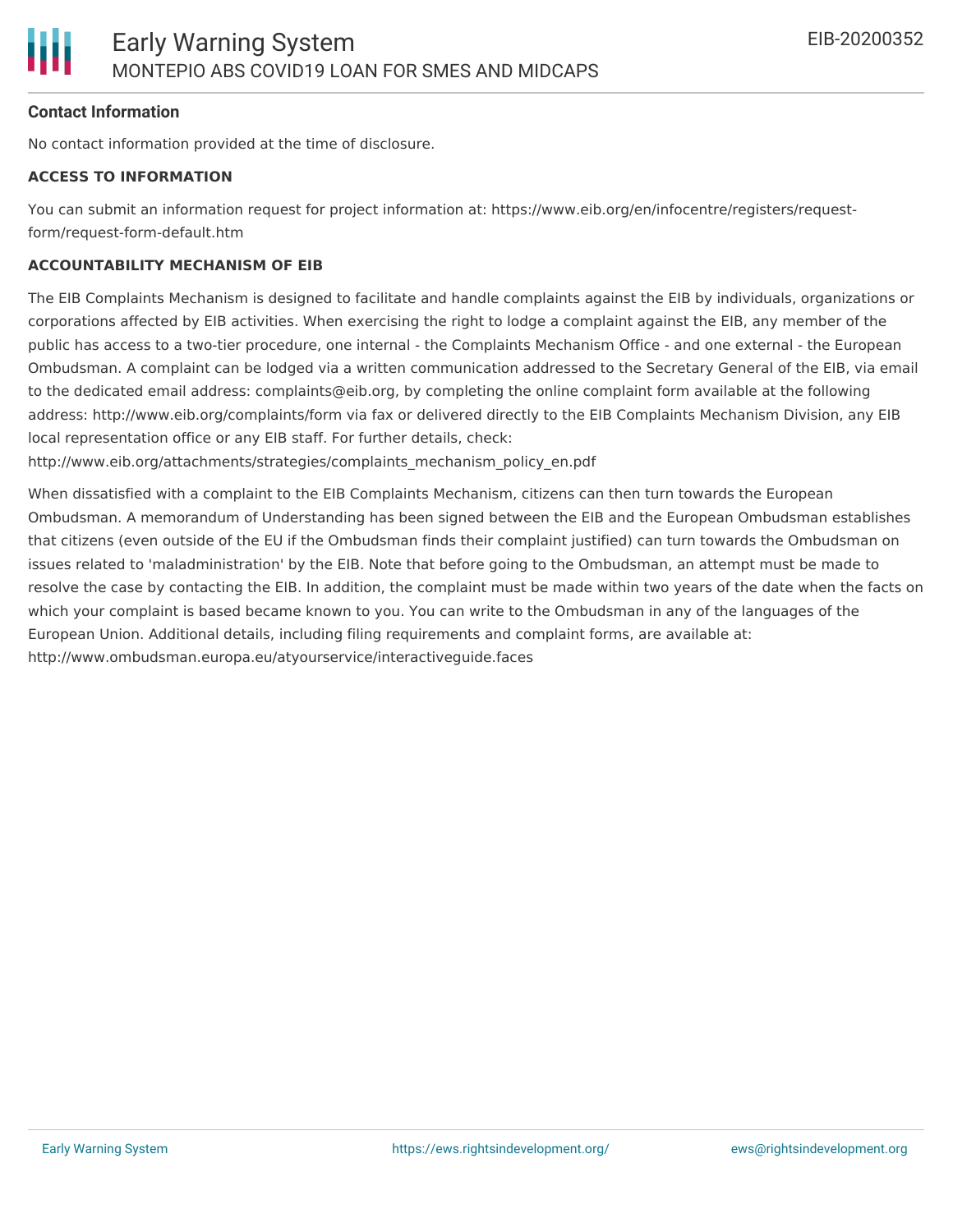### Contact Information

No contact information provided at the time of disclosure.

**ACCESS TO INFORMATION**

You can submit an information request for project information at: https://www.eib.org/en/infocentre/registers/request-form/request-form-default.htm

**ACCOUNTABILITY MECHANISM OF EIB**

The EIB Complaints Mechanism is designed to facilitate and handle complaints against the EIB by individuals, organizations or corporations affected by EIB activities. When exercising the right to lodge a complaint against the EIB, any member of the public has access to a two-tier procedure, one internal - the Complaints Mechanism Office - and one external - the European Ombudsman. A complaint can be lodged via a written communication addressed to the Secretary General of the EIB, via email to the dedicated email address: complaints@eib.org, by completing the online complaint form available at the following address: http://www.eib.org/complaints/form via fax or delivered directly to the EIB Complaints Mechanism Division, any EIB local representation office or any EIB staff. For further details, check: http://www.eib.org/attachments/strategies/complaints_mechanism_policy_en.pdf

When dissatisfied with a complaint to the EIB Complaints Mechanism, citizens can then turn towards the European Ombudsman. A memorandum of Understanding has been signed between the EIB and the European Ombudsman establishes that citizens (even outside of the EU if the Ombudsman finds their complaint justified) can turn towards the Ombudsman on issues related to 'maladministration' by the EIB. Note that before going to the Ombudsman, an attempt must be made to resolve the case by contacting the EIB. In addition, the complaint must be made within two years of the date when the facts on which your complaint is based became known to you. You can write to the Ombudsman in any of the languages of the European Union. Additional details, including filing requirements and complaint forms, are available at: http://www.ombudsman.europa.eu/atyourservice/interactiveguide.faces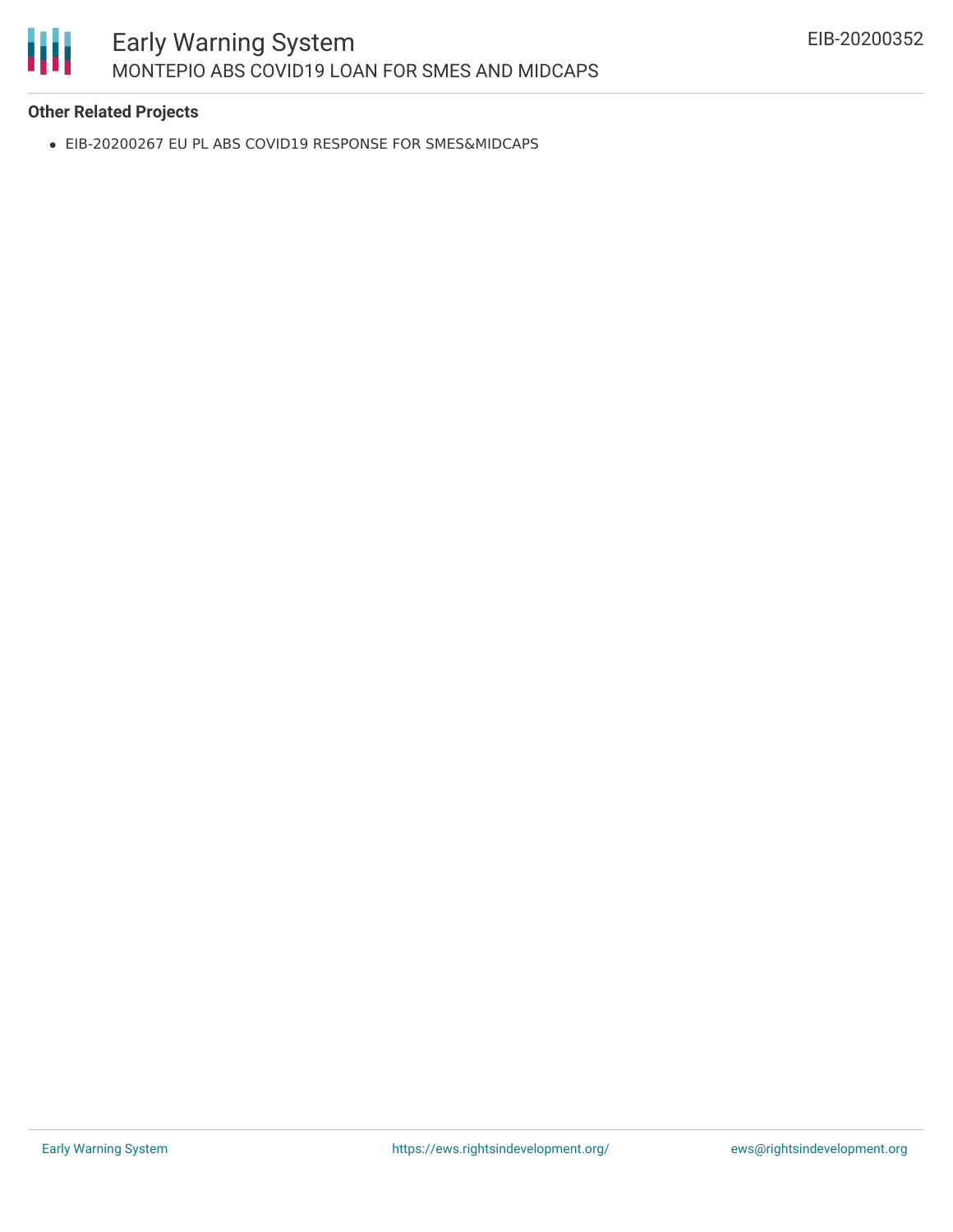**Other Related Projects**

- EIB-20200267 EU PL ABS COVID19 RESPONSE FOR SMES&MIDCAPS